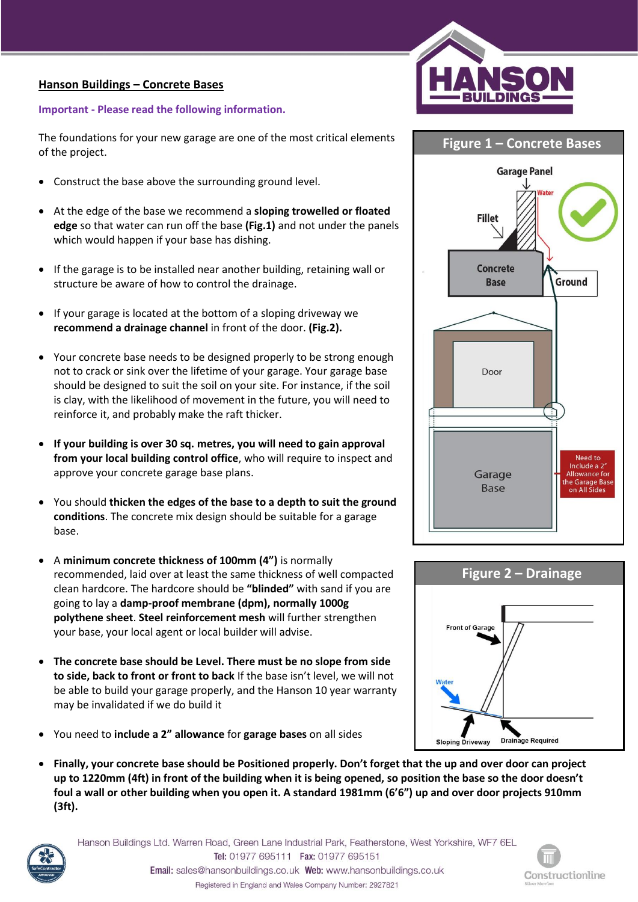## Hanson Buildings – Concrete Bases

**Important - Please read the following information.**

The foundations for your new garage are one of the most critical elements of the project.

- Construct the base above the surrounding ground level.
- At the edge of the base we recommend a **sloping trowelled or floated edge** so that water can run off the base **(Fig.1)** and not under the panels which would happen if your base has dishing.
- If the garage is to be installed near another building, retaining wall or structure be aware of how to control the drainage.
- If your garage is located at the bottom of a sloping driveway we **recommend a drainage channel** in front of the door. **(Fig.2).**
- Your concrete base needs to be designed properly to be strong enough not to crack or sink over the lifetime of your garage. Your garage base should be designed to suit the soil on your site. For instance, if the soil is clay, with the likelihood of movement in the future, you will need to reinforce it, and probably make the raft thicker.
- **If your building is over 30 sq. metres, you will need to gain approval from your local building control office**, who will require to inspect and approve your concrete garage base plans.
- You should **thicken the edges of the base to a depth to suit the ground conditions**. The concrete mix design should be suitable for a garage base.
- A **minimum concrete thickness of 100mm (4")** is normally recommended, laid over at least the same thickness of well compacted clean hardcore. The hardcore should be **"blinded"** with sand if you are going to lay a **damp-proof membrane (dpm), normally 1000g polythene sheet**. **Steel reinforcement mesh** will further strengthen your base, your local agent or local builder will advise.
- **The concrete base should be Level. There must be no slope from side to side, back to front or front to back** If the base isn't level, we will not be able to build your garage properly, and the Hanson 10 year warranty may be invalidated if we do build it
- You need to **include a 2" allowance** for **garage bases** on all sides
- **Finally, your concrete base should be Positioned properly. Don't forget that the up and over door can project up to 1220mm (4ft) in front of the building when it is being opened, so position the base so the door doesn't foul a wall or other building when you open it. A standard 1981mm (6'6") up and over door projects 910mm (3ft).**

**Figure 1 – Concrete Bases**

Garage Panel
Water
Fillet
Concrete Base
Ground
Door
Garage Base
Need to Include a 2" Allowance for the Garage Base on All Sides

**Figure 2 – Drainage**

Front of Garage
Water
Sloping Driveway
Drainage Required

Hanson Buildings Ltd. Warren Road, Green Lane Industrial Park, Featherstone, West Yorkshire, WF7 6EL
Tel: 01977 695111 Fax: 01977 695151
Email: sales@hansonbuildings.co.uk Web: www.hansonbuildings.co.uk
Registered in England and Wales Company Number: 2927821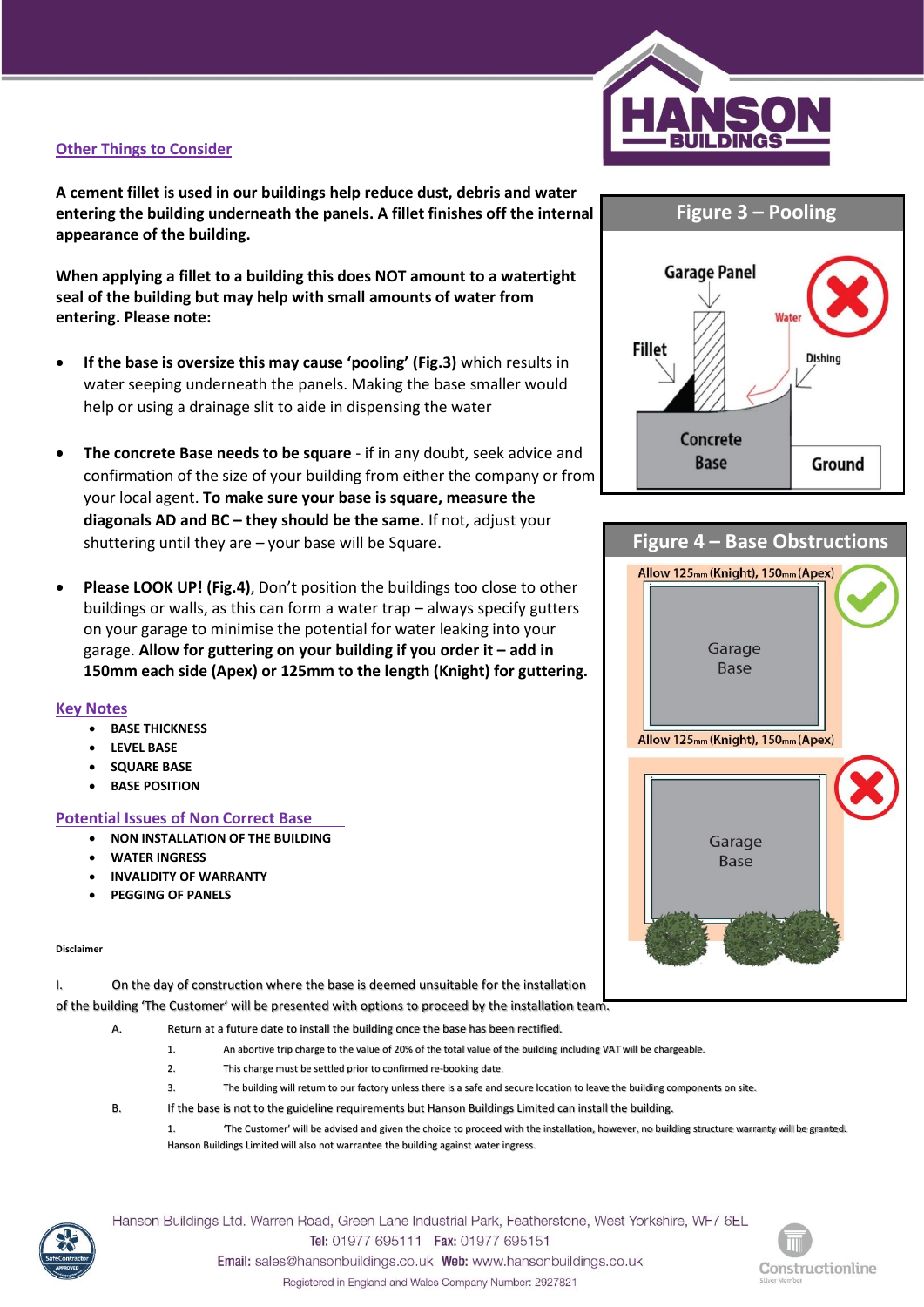## Other Things to Consider

**A cement fillet is used in our buildings help reduce dust, debris and water entering the building underneath the panels. A fillet finishes off the internal appearance of the building.**

**When applying a fillet to a building this does NOT amount to a watertight seal of the building but may help with small amounts of water from entering. Please note:**

- **If the base is oversize this may cause 'pooling' (Fig.3)** which results in water seeping underneath the panels. Making the base smaller would help or using a drainage slit to aide in dispensing the water
- **The concrete Base needs to be square** - if in any doubt, seek advice and confirmation of the size of your building from either the company or from your local agent. **To make sure your base is square, measure the diagonals AD and BC – they should be the same.** If not, adjust your shuttering until they are – your base will be Square.
- **Please LOOK UP! (Fig.4)**, Don't position the buildings too close to other buildings or walls, as this can form a water trap – always specify gutters on your garage to minimise the potential for water leaking into your garage. **Allow for guttering on your building if you order it – add in 150mm each side (Apex) or 125mm to the length (Knight) for guttering.**

### Figure 3 – Pooling

Garage Panel

Fillet

Water

Dishing

Concrete Base

Ground

### Figure 4 – Base Obstructions

Allow 125mm (Knight), 150mm (Apex)

Garage Base

Allow 125mm (Knight), 150mm (Apex)

Garage Base

## Key Notes

- BASE THICKNESS
- LEVEL BASE
- SQUARE BASE
- BASE POSITION

## Potential Issues of Non Correct Base

- NON INSTALLATION OF THE BUILDING
- WATER INGRESS
- INVALIDITY OF WARRANTY
- PEGGING OF PANELS

**Disclaimer**

I. On the day of construction where the base is deemed unsuitable for the installation of the building 'The Customer' will be presented with options to proceed by the installation team.

A. Return at a future date to install the building once the base has been rectified.

1. An abortive trip charge to the value of 20% of the total value of the building including VAT will be chargeable.
2. This charge must be settled prior to confirmed re-booking date.
3. The building will return to our factory unless there is a safe and secure location to leave the building components on site.

B. If the base is not to the guideline requirements but Hanson Buildings Limited can install the building.

1. 'The Customer' will be advised and given the choice to proceed with the installation, however, no building structure warranty will be granted. Hanson Buildings Limited will also not warrantee the building against water ingress.

Hanson Buildings Ltd. Warren Road, Green Lane Industrial Park, Featherstone, West Yorkshire, WF7 6EL
Tel: 01977 695111 Fax: 01977 695151
Email: sales@hansonbuildings.co.uk Web: www.hansonbuildings.co.uk
Registered in England and Wales Company Number: 2927821